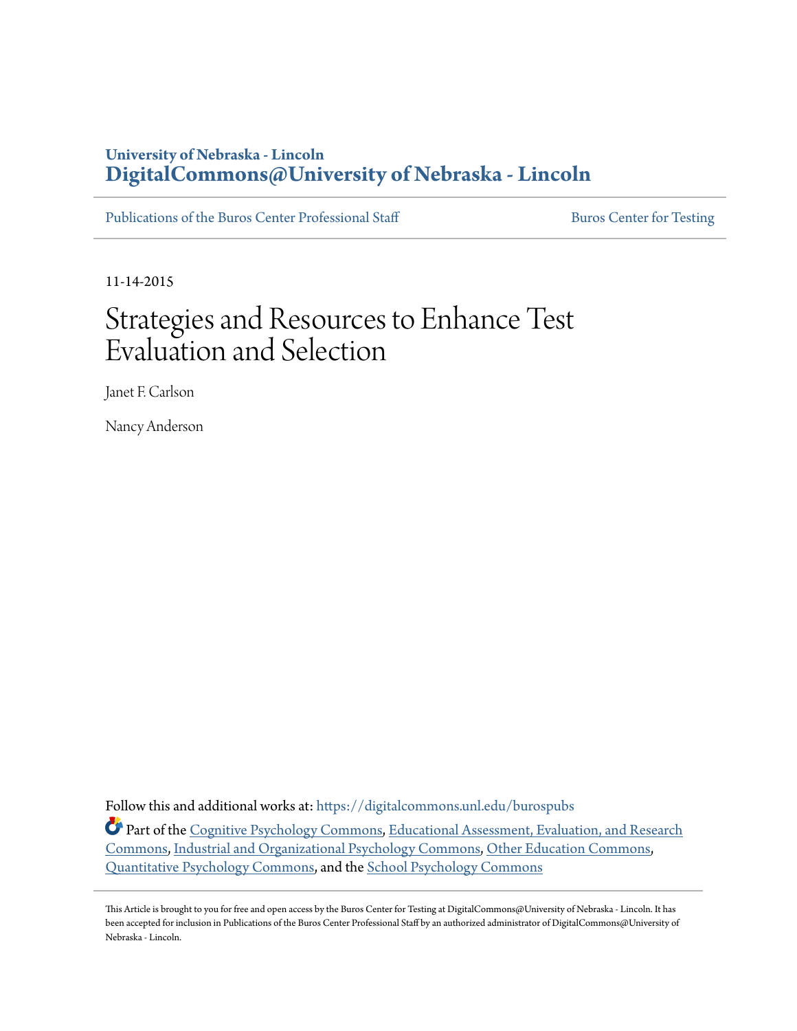University of Nebraska - Lincoln

**DigitalCommons@University of Nebraska - Lincoln**

Publications of the Buros Center Professional Staff | Buros Center for Testing

11-14-2015

# Strategies and Resources to Enhance Test Evaluation and Selection

Janet F. Carlson

Nancy Anderson

Follow this and additional works at: https://digitalcommons.unl.edu/burospubs

Part of the Cognitive Psychology Commons, Educational Assessment, Evaluation, and Research Commons, Industrial and Organizational Psychology Commons, Other Education Commons, Quantitative Psychology Commons, and the School Psychology Commons

This Article is brought to you for free and open access by the Buros Center for Testing at DigitalCommons@University of Nebraska - Lincoln. It has been accepted for inclusion in Publications of the Buros Center Professional Staff by an authorized administrator of DigitalCommons@University of Nebraska - Lincoln.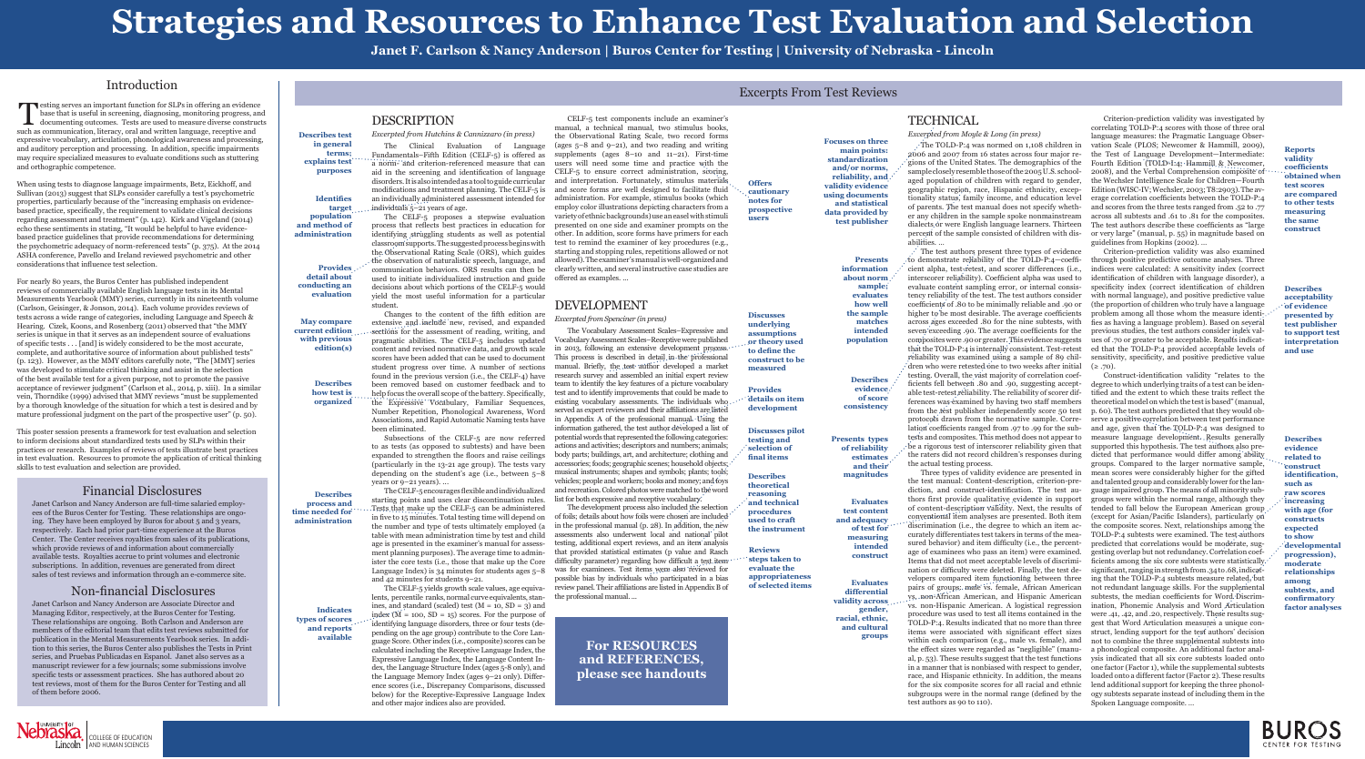# Strategies and Resources to Enhance Test Evaluation and Selection

**Janet F. Carlson & Nancy Anderson | Buros Center for Testing | University of Nebraska - Lincoln**

## Introduction

Testing serves an important function for SLPs in offering an evidence base that is useful in screening, diagnosing, monitoring progress, and documenting outcomes. Tests are used to measure diverse constructs such as communication, literacy, oral and written language, receptive and expressive vocabulary, articulation, phonological awareness and processing, and auditory perception and processing. In addition, specific impairments may require specialized measures to evaluate conditions such as stuttering and orthographic competence.

When using tests to diagnose language impairments, Betz, Eickhoff, and Sullivan (2013) suggest that SLPs consider carefully a test's psychometric properties, particularly because of the "increasing emphasis on evidence-based practice, specifically, the requirement to validate clinical decisions regarding assessment and treatment" (p. 142). Kirk and Vigeland (2014) echo these sentiments in stating, "It would be helpful to have evidence-based practice guidelines that provide recommendations for determining the psychometric adequacy of norm-referenced tests" (p. 375). At the 2014 ASHA conference, Pavello and Ireland reviewed psychometric and other considerations that influence test selection.

For nearly 80 years, the Buros Center has published independent reviews of commercially available English language tests in its Mental Measurements Yearbook (MMY) series, currently in its nineteenth volume (Carlson, Geisinger, & Jonson, 2014). Each volume provides reviews of tests across a wide range of categories, including Language and Speech & Hearing. Cizek, Koons, and Rosenberg (2011) observed that "the MMY series is unique in that it serves as an independent source of evaluations of specific tests . . . [and] is widely considered to be the most accurate, complete, and authoritative source of information about published tests" (p. 123). However, as the MMY editors carefully note, "The [MMY] series was developed to stimulate critical thinking and assist in the selection of the best available test for a given purpose, not to promote the passive acceptance of reviewer judgment" (Carlson et al., 2014, p. xiii). In a similar vein, Thorndike (1999) advised that MMY reviews "must be supplemented by a thorough knowledge of the situation for which a test is desired and by mature professional judgment on the part of the prospective user" (p. 50).

This poster session presents a framework for test evaluation and selection to inform decisions about standardized tests used by SLPs within their practices or research. Examples of reviews of tests illustrate best practices in test evaluation. Resources to promote the application of critical thinking skills to test evaluation and selection are provided.

## Financial Disclosures

Janet Carlson and Nancy Anderson are full-time salaried employees of the Buros Center for Testing. These relationships are ongoing. They have been employed by Buros for about 5 and 23 years, respectively. Each had prior part-time experience at the Buros Center. The Center receives royalties from sales of its publications, which provide reviews of and information about commercially available tests. Royalties accrue to print volumes and electronic subscriptions. In addition, revenues are generated from direct sales of test reviews and information through an e-commerce site.

## Non-financial Disclosures

Janet Carlson and Nancy Anderson are Associate Director and Managing Editor, respectively, at the Buros Center for Testing. These relationships are ongoing. Both Carlson and Anderson are members of the editorial team that edits test reviews submitted for publication in the Mental Measurements Yearbook series. In addition to this series, the Buros Center also publishes the Tests in Print series, and Pruebas Publicadas en Espanol. Janet also serves as a manuscript reviewer for a few journals; some submissions involve specific tests or assessment practices. She has authored about 20 test reviews, most of them for the Buros Center for Testing and all of them before 2006.

## Excerpts From Test Reviews

### DESCRIPTION

*Excerpted from Hutchins & Cannizzaro (in press)*

**Describes test in general terms; explains test purposes**

The Clinical Evaluation of Language Fundamentals–Fifth Edition (CELF-5) is offered as a norm- and criterion-referenced measure that can aid in the screening and identification of language disorders. It is also intended as a tool to guide curricular modifications and treatment planning. The CELF-5 is an individually administered assessment intended for individuals 5–21 years of age.

**Identifies target population and method of administration**

The CELF-5 proposes a stepwise evaluation process that reflects best practices in education for identifying struggling students as well as potential classroom supports. The suggested process begins with the Observational Rating Scale (ORS), which guides the observation of naturalistic speech, language, and pragmatic abilities. ORS results can then be used to initiate individualized intervention and guide decisions about which portions of the CELF-5 would yield the most useful information for a particular student.

**Provides detail about conducting an evaluation**

**May compare current edition with previous edition(s)**

Changes to the content of the fifth edition are extensive and include new, revised, and expanded sections for the assessment of reading, writing, and pragmatic abilities. The CELF-5 includes updated content and revised and expanded normative data, and growth scale scores have been added that can be used to document student progress over time. A number of sections found in the previous version (i.e., the CELF-4) have been removed based on customer feedback and to help focus the overall scope of the battery. Specifically, the Expressive Vocabulary, Familiar Sequences, Number Repetition, Phonological Awareness, Word Associations, and Rapid Automatic Naming tests have been eliminated.

**Describes how test is organized**

Subsections of the CELF-5 are now referred to as tests (as opposed to subtests) and have been expanded to strengthen the floors and raise ceilings (particularly in the 13–21 age group). The tests vary depending on the student's age (i.e., between 5–8 years or 9–21 years). ...

**Describes process and time needed for administration**

The CELF-5 encourages flexible and individualized starting points and uses clear discontinuation rules. Tests that make up the CELF-5 can be administered in five to 15 minutes. Total testing time will depend on the number and type of tests ultimately employed (a table with mean administration time by test and child age is presented in the examiner's manual for assessment planning purposes). The average time to administer the core tests (i.e., those that make up the Core Language Index) is 34 minutes for students ages 5–8 and 42 minutes for students 9–21.

**Indicates types of scores and reports available**

The CELF-5 yields growth scale values, age equivalents, percentile ranks, normal curve equivalents, stanines, and standard (scaled) test (M = 10, SD = 3) and index (M = 100, SD = 15) scores. For the purpose of identifying language disorders, three or four tests (depending on the age group) contribute to the Core Language Score. Other index (i.e., composite) scores can be calculated including the Receptive Language Index, the Expressive Language Index, the Language Content Index, the Language Structure Index (ages 5-8 only), and the Language Memory Index (ages 9–21 only). Difference scores (i.e., Discrepancy Comparisons, discussed below) for the Receptive-Expressive Language Index and other major indices are also provided.

**Offers cautionary notes for prospective users**

CELF-5 test components include an examiner's manual, a technical manual, two stimulus books, the Observational Rating Scale, two record forms (ages 5–8 and 9–21), and two reading and writing supplements (ages 8–10 and 11–21). First-time users will need some time and practice with the CELF-5 to ensure correct administration, scoring, and interpretation. Fortunately, stimulus materials and score forms are well designed to facilitate fluid administration. For example, stimulus books (which employ color illustrations depicting characters from a variety of ethnic backgrounds) use an easel with stimuli presented on one side and examiner prompts on the other. In addition, score forms have primers for each test to remind the examiner of key procedures (e.g., starting and stopping rules, repetitions allowed or not allowed). The examiner's manual is well-organized and clearly written, and several instructive case studies are offered as examples. ...

### DEVELOPMENT

*Excerpted from Spenciner (in press)*

**Discusses underlying assumptions or theory used to define the construct to be measured**

The Vocabulary Assessment Scales–Expressive and Vocabulary Assessment Scales–Receptive were published in 2013, following an extensive development process. This process is described in detail in the professional manual. Briefly, the test author developed a market research survey and assembled an initial expert review team to identify the key features of a picture vocabulary test and to identify improvements that could be made to existing vocabulary assessments. The individuals who served as expert reviewers and their affiliations are listed in Appendix A of the professional manual. Using the information gathered, the test author developed a list of potential words that represented the following categories: actions and activities; descriptors and numbers; animals; body parts; buildings, art, and architecture; clothing and accessories; foods; geographic scenes; household objects; musical instruments; shapes and symbols; plants; tools; vehicles; people and workers; books and money; and toys and recreation. Colored photos were matched to the word list for both expressive and receptive vocabulary.

**Provides details on item development**

**Discusses pilot testing and selection of final items**

The development process also included the selection of foils; details about how foils were chosen are included in the professional manual (p. 28). In addition, the new assessments also underwent local and national pilot testing, additional expert reviews, and an items analysis that provided statistical estimates (p value and Rasch difficulty parameter) regarding how difficult a test item was for examinees. Test items were also reviewed for possible bias by individuals who participated in a bias review panel. Their affiliations are listed in Appendix B of the professional manual. ...

**Describes theoretical reasoning and technical procedures used to craft the instrument**

**Reviews steps taken to evaluate the appropriateness of selected items**

**For RESOURCES and REFERENCES, please see handouts**

### TECHNICAL

*Excerpted from Moyle & Long (in press)*

**Focuses on three main points: standardization and/or norms, reliability, and validity evidence using documents and statistical data provided by test publisher**

The TOLD-P:4 was normed on 1,108 children in 2006 and 2007 from 16 states across four major regions of the United States. The demographics of the sample closely resemble those of the 2005 U.S. school-aged population of children with regard to gender, geographic region, race, Hispanic ethnicity, exceptionality status, family income, and education level of parents. The test manual does not specify whether any children in the sample spoke nonmainstream dialects or were English language learners. Thirteen percent of the sample consisted of children with disabilities. ...

**Presents information about norm sample; evaluates how well the sample matches intended population**

The test authors present three types of evidence to demonstrate reliability of the TOLD-P:4—coefficient alpha, test-retest, and scorer differences (i.e., interscorer reliability). Coefficient alpha was used to evaluate content sampling error, or internal consistency reliability of the test. The test authors consider coefficients of .80 to be minimally reliable and .90 or higher to be most desirable. The average coefficients across ages exceeded .80 for the nine subtests, with seven exceeding .90. The average coefficients for the composites were .90 or greater. This evidence suggests that the TOLD-P:4 is internally consistent. Test-retest reliability was examined using a sample of 89 children who were retested one to two weeks after initial testing. Overall, the vast majority of correlation coefficients fell between .80 and .90, suggesting acceptable test-retest reliability. The reliability of scorer differences was examined by having two staff members from the test publisher independently score 50 test protocols drawn from the normative sample. Correlation coefficients ranged from .97 to .99 for the subtests and composites. This method does not appear to be a rigorous test of interscorer reliability given that the raters did not record children's responses during the actual testing process.

**Describes evidence of score consistency**

**Presents types of reliability estimates and their magnitudes**

Three types of validity evidence are presented in the test manual: Content-description, criterion-prediction, and construct-identification. The test authors first provide qualitative evidence in support of content-descriptive validity. Next, the results of conventional item analyses are presented. Both item discrimination (i.e., the degree to which an item accurately differentiates test takers in terms of the measured behavior) and item difficulty (i.e., the percentage of examinees who pass an item) were examined. Items that did not meet acceptable levels of discrimination or difficulty were deleted. Finally, the test developers compared item functioning between three pairs of groups: male vs. female, African American vs. non-African American, and Hispanic American vs. non-Hispanic American. A logistical regression procedure was used to test all items contained in the TOLD-P:4. Results indicated that no more than three items were associated with significant effect sizes within each comparison (e.g., male vs. female), and the effect sizes were regarded as "negligible" (manual, p. 53). These results suggest that the test functions in a manner that is nonbiased with respect to gender, race, and Hispanic ethnicity. In addition, the means for the six composite scores for all racial and ethnic subgroups were in the normal range (defined by the test authors as 90 to 110).

**Evaluates test content and adequacy of test for measuring intended construct**

**Evaluates differential validity across gender, racial, ethnic, and cultural groups**

Criterion-prediction validity was investigated by correlating TOLD-P:4 scores with those of three oral language measures: the Pragmatic Language Observation Scale (PLOS; Newcomer & Hammill, 2009), the Test of Language Development—Intermediate: Fourth Edition (TOLD-I:4; Hammill & Newcomer, 2008), and the Verbal Comprehension composite of the Wechsler Intelligence Scale for Children—Fourth Edition (WISC-IV; Wechsler, 2003; T8:2903). The average correlation coefficients between the TOLD-P:4 and scores from the three tests ranged from .52 to .77 across all subtests and .61 to .81 for the composites. The test authors describe these coefficients as "large or very large" (manual, p. 55) in magnitude based on guidelines from Hopkins (2002). ...

**Reports validity coefficients obtained when test scores are compared to other tests measuring the same construct**

Criterion-prediction validity was also examined through positive predictive outcome analyses. Three indices were calculated: A sensitivity index (correct identification of children with language disorder), a specificity index (correct identification of children with normal language), and positive predictive value (the proportion of children who truly have a language problem among all those whom the measure identifies as having a language problem). Based on several previous studies, the test authors consider index values of .70 or greater to be acceptable. Results indicated that the TOLD-P:4 provided acceptable levels of sensitivity, specificity, and positive predictive value (≥ .70).

**Describes acceptability of evidence presented by test publisher to support test interpretation and use**

Construct-identification validity "relates to the degree to which underlying traits of a test can be identified and the extent to which these traits reflect the theoretical model on which the test is based" (manual, p. 60). The test authors predicted that they would observe a positive correlation between test performance and age, given that the TOLD-P:4 was designed to measure language development. Results generally supported this hypothesis. The test authors also predicted that performance would differ among ability groups. Compared to the larger normative sample, mean scores were considerably higher for the gifted and talented group and considerably lower for the language impaired group. The means of all minority subgroups were within the normal range, although they tended to fall below the European American group (except for Asian/Pacific Islanders), particularly on the composite scores. Next, relationships among the TOLD-P:4 subtests were examined. The test authors predicted that correlations would be moderate, suggesting overlap but not redundancy. Correlation coefficients among the six core subtests were statistically significant, ranging in strength from .34 to .68, indicating that the TOLD-P:4 subtests measure related, but not redundant language skills. For the supplemental subtests, the median coefficients for Word Discrimination, Phonemic Analysis and Word Articulation were .41, .42, and .20, respectively. These results suggest that Word Articulation measures a unique construct, lending support for the test authors' decision not to combine the three supplemental subtests into a phonological composite. An additional factor analysis indicated that all six core subtests loaded onto one factor (Factor 1), while the supplemental subtests loaded onto a different factor (Factor 2). These results lend additional support for keeping the three phonology subtests separate instead of including them in the Spoken Language composite. ...

**Describes evidence related to construct identification, such as raw scores increasing with age (for constructs expected to show developmental progression), moderate relationships among subtests, and confirmatory factor analyses**

University of Nebraska Lincoln | College of Education and Human Sciences

BUROS Center for Testing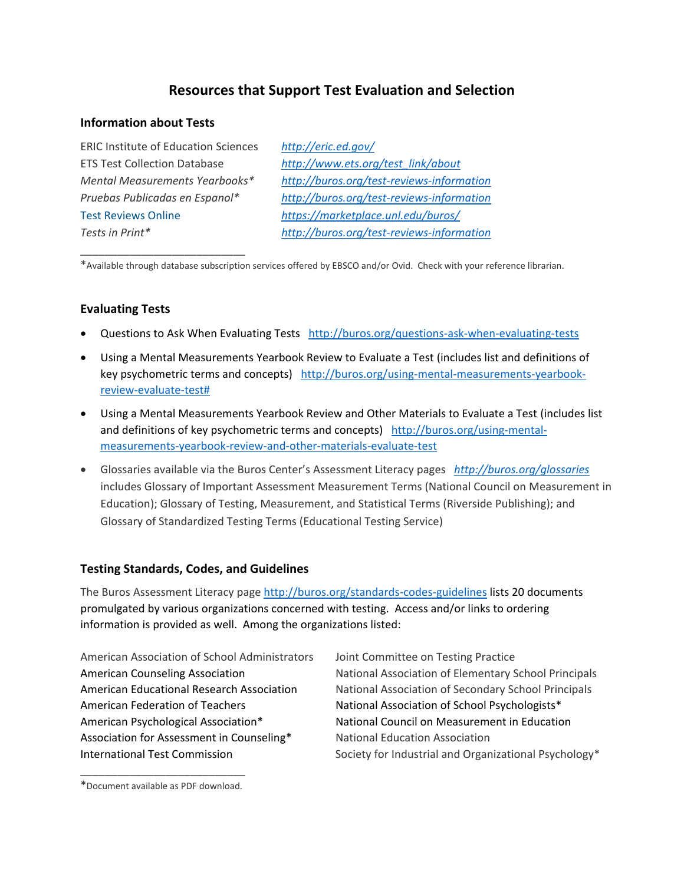# Resources that Support Test Evaluation and Selection

## Information about Tests

| | |
|---|---|
| ERIC Institute of Education Sciences | *http://eric.ed.gov/* |
| ETS Test Collection Database | *http://www.ets.org/test_link/about* |
| *Mental Measurements Yearbooks** | *http://buros.org/test-reviews-information* |
| *Pruebas Publicadas en Espanol** | *http://buros.org/test-reviews-information* |
| Test Reviews Online | *https://marketplace.unl.edu/buros/* |
| *Tests in Print** | *http://buros.org/test-reviews-information* |

*Available through database subscription services offered by EBSCO and/or Ovid. Check with your reference librarian.

## Evaluating Tests

- Questions to Ask When Evaluating Tests http://buros.org/questions-ask-when-evaluating-tests
- Using a Mental Measurements Yearbook Review to Evaluate a Test (includes list and definitions of key psychometric terms and concepts) http://buros.org/using-mental-measurements-yearbook-review-evaluate-test#
- Using a Mental Measurements Yearbook Review and Other Materials to Evaluate a Test (includes list and definitions of key psychometric terms and concepts) http://buros.org/using-mental-measurements-yearbook-review-and-other-materials-evaluate-test
- Glossaries available via the Buros Center's Assessment Literacy pages *http://buros.org/glossaries* includes Glossary of Important Assessment Measurement Terms (National Council on Measurement in Education); Glossary of Testing, Measurement, and Statistical Terms (Riverside Publishing); and Glossary of Standardized Testing Terms (Educational Testing Service)

## Testing Standards, Codes, and Guidelines

The Buros Assessment Literacy page http://buros.org/standards-codes-guidelines lists 20 documents promulgated by various organizations concerned with testing. Access and/or links to ordering information is provided as well. Among the organizations listed:

- American Association of School Administrators
- American Counseling Association
- American Educational Research Association
- American Federation of Teachers
- American Psychological Association*
- Association for Assessment in Counseling*
- International Test Commission
- Joint Committee on Testing Practice
- National Association of Elementary School Principals
- National Association of Secondary School Principals
- National Association of School Psychologists*
- National Council on Measurement in Education
- National Education Association
- Society for Industrial and Organizational Psychology*

*Document available as PDF download.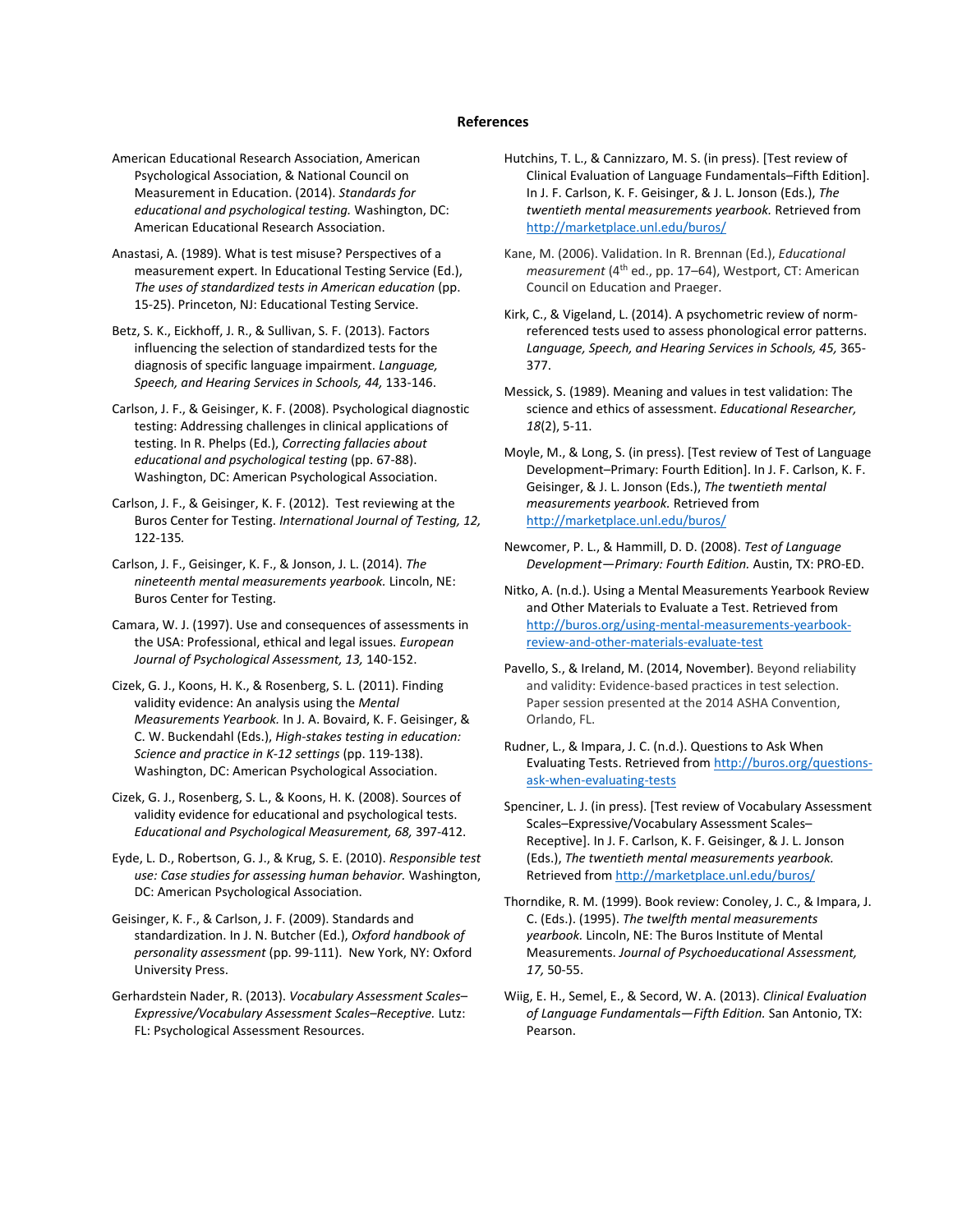## References

American Educational Research Association, American Psychological Association, & National Council on Measurement in Education. (2014). *Standards for educational and psychological testing.* Washington, DC: American Educational Research Association.

Anastasi, A. (1989). What is test misuse? Perspectives of a measurement expert. In Educational Testing Service (Ed.), *The uses of standardized tests in American education* (pp. 15-25). Princeton, NJ: Educational Testing Service.

Betz, S. K., Eickhoff, J. R., & Sullivan, S. F. (2013). Factors influencing the selection of standardized tests for the diagnosis of specific language impairment. *Language, Speech, and Hearing Services in Schools, 44,* 133-146.

Carlson, J. F., & Geisinger, K. F. (2008). Psychological diagnostic testing: Addressing challenges in clinical applications of testing. In R. Phelps (Ed.), *Correcting fallacies about educational and psychological testing* (pp. 67-88). Washington, DC: American Psychological Association.

Carlson, J. F., & Geisinger, K. F. (2012). Test reviewing at the Buros Center for Testing. *International Journal of Testing, 12,* 122-135.

Carlson, J. F., Geisinger, K. F., & Jonson, J. L. (2014). *The nineteenth mental measurements yearbook.* Lincoln, NE: Buros Center for Testing.

Camara, W. J. (1997). Use and consequences of assessments in the USA: Professional, ethical and legal issues. *European Journal of Psychological Assessment, 13,* 140-152.

Cizek, G. J., Koons, H. K., & Rosenberg, S. L. (2011). Finding validity evidence: An analysis using the *Mental Measurements Yearbook.* In J. A. Bovaird, K. F. Geisinger, & C. W. Buckendahl (Eds.), *High-stakes testing in education: Science and practice in K-12 settings* (pp. 119-138). Washington, DC: American Psychological Association.

Cizek, G. J., Rosenberg, S. L., & Koons, H. K. (2008). Sources of validity evidence for educational and psychological tests. *Educational and Psychological Measurement, 68,* 397-412.

Eyde, L. D., Robertson, G. J., & Krug, S. E. (2010). *Responsible test use: Case studies for assessing human behavior.* Washington, DC: American Psychological Association.

Geisinger, K. F., & Carlson, J. F. (2009). Standards and standardization. In J. N. Butcher (Ed.), *Oxford handbook of personality assessment* (pp. 99-111). New York, NY: Oxford University Press.

Gerhardstein Nader, R. (2013). *Vocabulary Assessment Scales–Expressive/Vocabulary Assessment Scales–Receptive.* Lutz: FL: Psychological Assessment Resources.

Hutchins, T. L., & Cannizzaro, M. S. (in press). [Test review of Clinical Evaluation of Language Fundamentals–Fifth Edition]. In J. F. Carlson, K. F. Geisinger, & J. L. Jonson (Eds.), *The twentieth mental measurements yearbook.* Retrieved from http://marketplace.unl.edu/buros/

Kane, M. (2006). Validation. In R. Brennan (Ed.), *Educational measurement* (4th ed., pp. 17–64), Westport, CT: American Council on Education and Praeger.

Kirk, C., & Vigeland, L. (2014). A psychometric review of norm-referenced tests used to assess phonological error patterns. *Language, Speech, and Hearing Services in Schools, 45,* 365-377.

Messick, S. (1989). Meaning and values in test validation: The science and ethics of assessment. *Educational Researcher, 18*(2), 5-11.

Moyle, M., & Long, S. (in press). [Test review of Test of Language Development–Primary: Fourth Edition]. In J. F. Carlson, K. F. Geisinger, & J. L. Jonson (Eds.), *The twentieth mental measurements yearbook.* Retrieved from http://marketplace.unl.edu/buros/

Newcomer, P. L., & Hammill, D. D. (2008). *Test of Language Development—Primary: Fourth Edition.* Austin, TX: PRO-ED.

Nitko, A. (n.d.). Using a Mental Measurements Yearbook Review and Other Materials to Evaluate a Test. Retrieved from http://buros.org/using-mental-measurements-yearbook-review-and-other-materials-evaluate-test

Pavello, S., & Ireland, M. (2014, November). Beyond reliability and validity: Evidence-based practices in test selection. Paper session presented at the 2014 ASHA Convention, Orlando, FL.

Rudner, L., & Impara, J. C. (n.d.). Questions to Ask When Evaluating Tests. Retrieved from http://buros.org/questions-ask-when-evaluating-tests

Spenciner, L. J. (in press). [Test review of Vocabulary Assessment Scales–Expressive/Vocabulary Assessment Scales–Receptive]. In J. F. Carlson, K. F. Geisinger, & J. L. Jonson (Eds.), *The twentieth mental measurements yearbook.* Retrieved from http://marketplace.unl.edu/buros/

Thorndike, R. M. (1999). Book review: Conoley, J. C., & Impara, J. C. (Eds.). (1995). *The twelfth mental measurements yearbook.* Lincoln, NE: The Buros Institute of Mental Measurements. *Journal of Psychoeducational Assessment, 17,* 50-55.

Wiig, E. H., Semel, E., & Secord, W. A. (2013). *Clinical Evaluation of Language Fundamentals—Fifth Edition.* San Antonio, TX: Pearson.